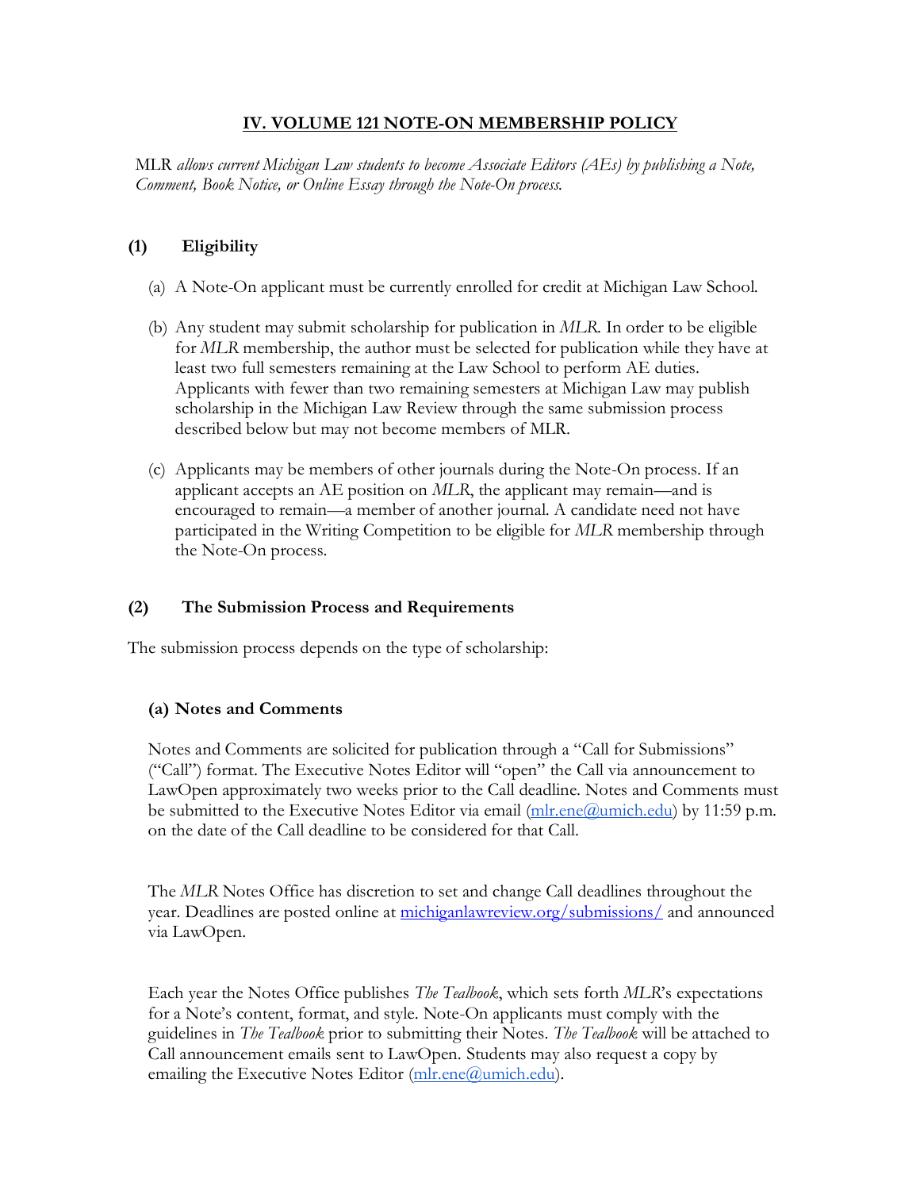## IV. VOLUME 121 NOTE-ON MEMBERSHIP POLICY

MLR *allows current Michigan Law students to become Associate Editors (AEs) by publishing a Note, Comment, Book Notice, or Online Essay through the Note-On process.*

### (1) Eligibility

(a) A Note-On applicant must be currently enrolled for credit at Michigan Law School.

(b) Any student may submit scholarship for publication in *MLR*. In order to be eligible for *MLR* membership, the author must be selected for publication while they have at least two full semesters remaining at the Law School to perform AE duties. Applicants with fewer than two remaining semesters at Michigan Law may publish scholarship in the Michigan Law Review through the same submission process described below but may not become members of MLR.

(c) Applicants may be members of other journals during the Note-On process. If an applicant accepts an AE position on *MLR*, the applicant may remain—and is encouraged to remain—a member of another journal. A candidate need not have participated in the Writing Competition to be eligible for *MLR* membership through the Note-On process.

### (2) The Submission Process and Requirements

The submission process depends on the type of scholarship:

#### (a) Notes and Comments

Notes and Comments are solicited for publication through a "Call for Submissions" ("Call") format. The Executive Notes Editor will "open" the Call via announcement to LawOpen approximately two weeks prior to the Call deadline. Notes and Comments must be submitted to the Executive Notes Editor via email (mlr.ene@umich.edu) by 11:59 p.m. on the date of the Call deadline to be considered for that Call.

The *MLR* Notes Office has discretion to set and change Call deadlines throughout the year. Deadlines are posted online at michiganlawreview.org/submissions/ and announced via LawOpen.

Each year the Notes Office publishes *The Tealbook*, which sets forth *MLR*'s expectations for a Note's content, format, and style. Note-On applicants must comply with the guidelines in *The Tealbook* prior to submitting their Notes. *The Tealbook* will be attached to Call announcement emails sent to LawOpen. Students may also request a copy by emailing the Executive Notes Editor (mlr.ene@umich.edu).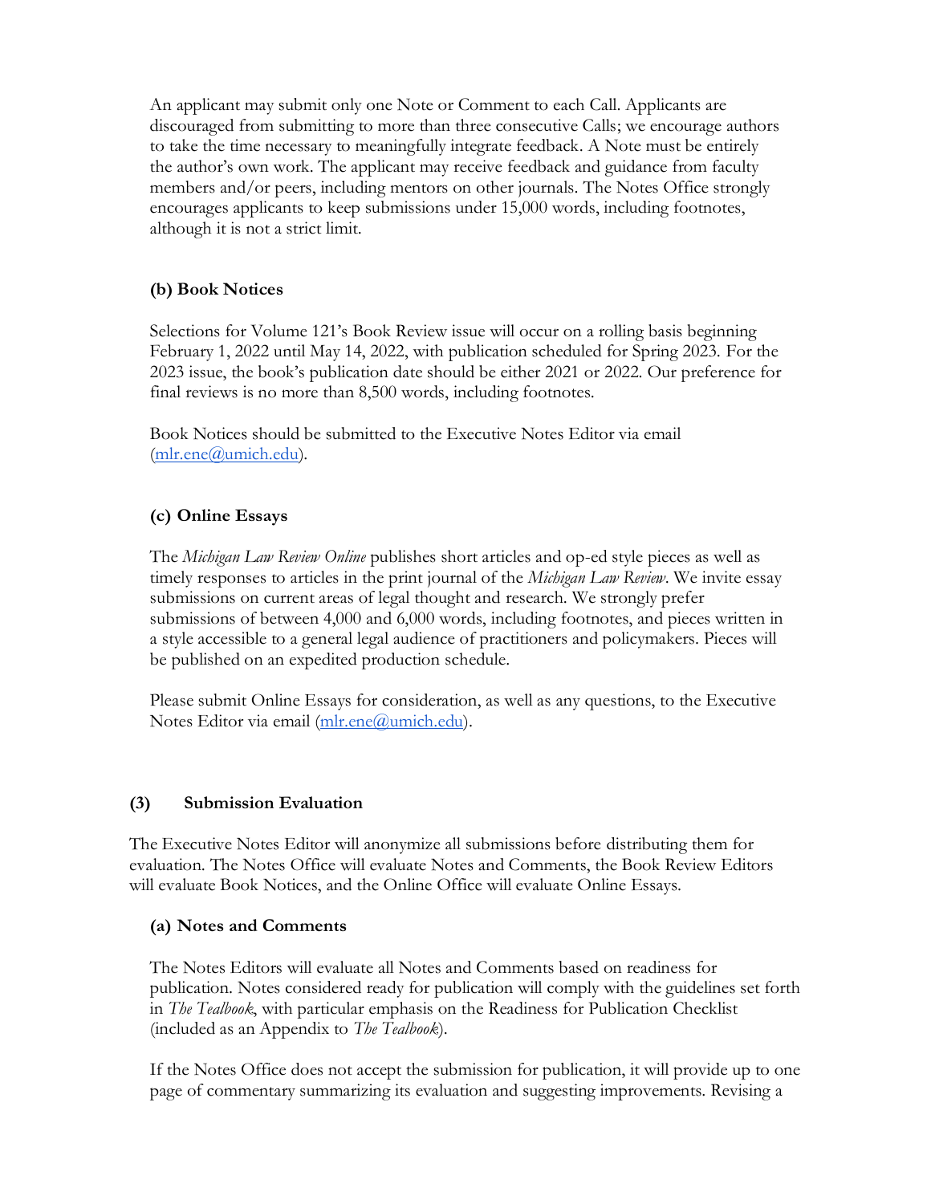An applicant may submit only one Note or Comment to each Call. Applicants are discouraged from submitting to more than three consecutive Calls; we encourage authors to take the time necessary to meaningfully integrate feedback. A Note must be entirely the author's own work. The applicant may receive feedback and guidance from faculty members and/or peers, including mentors on other journals. The Notes Office strongly encourages applicants to keep submissions under 15,000 words, including footnotes, although it is not a strict limit.

### (b) Book Notices

Selections for Volume 121's Book Review issue will occur on a rolling basis beginning February 1, 2022 until May 14, 2022, with publication scheduled for Spring 2023. For the 2023 issue, the book's publication date should be either 2021 or 2022. Our preference for final reviews is no more than 8,500 words, including footnotes.

Book Notices should be submitted to the Executive Notes Editor via email (mlr.ene@umich.edu).

### (c) Online Essays

The *Michigan Law Review Online* publishes short articles and op-ed style pieces as well as timely responses to articles in the print journal of the *Michigan Law Review*. We invite essay submissions on current areas of legal thought and research. We strongly prefer submissions of between 4,000 and 6,000 words, including footnotes, and pieces written in a style accessible to a general legal audience of practitioners and policymakers. Pieces will be published on an expedited production schedule.

Please submit Online Essays for consideration, as well as any questions, to the Executive Notes Editor via email (mlr.ene@umich.edu).

## (3) Submission Evaluation

The Executive Notes Editor will anonymize all submissions before distributing them for evaluation. The Notes Office will evaluate Notes and Comments, the Book Review Editors will evaluate Book Notices, and the Online Office will evaluate Online Essays.

### (a) Notes and Comments

The Notes Editors will evaluate all Notes and Comments based on readiness for publication. Notes considered ready for publication will comply with the guidelines set forth in *The Tealbook*, with particular emphasis on the Readiness for Publication Checklist (included as an Appendix to *The Tealbook*).

If the Notes Office does not accept the submission for publication, it will provide up to one page of commentary summarizing its evaluation and suggesting improvements. Revising a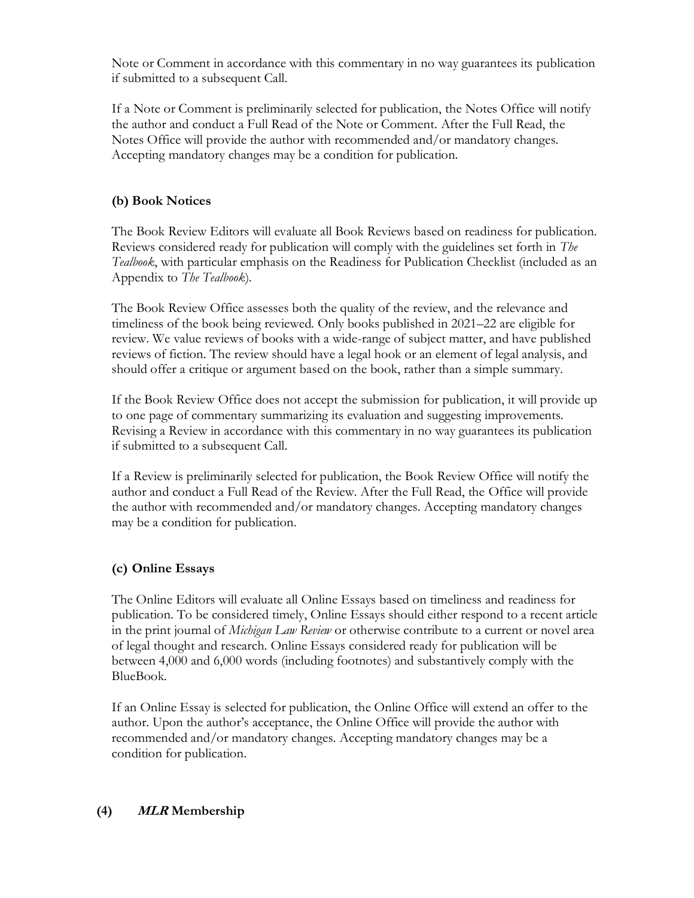Note or Comment in accordance with this commentary in no way guarantees its publication if submitted to a subsequent Call.

If a Note or Comment is preliminarily selected for publication, the Notes Office will notify the author and conduct a Full Read of the Note or Comment. After the Full Read, the Notes Office will provide the author with recommended and/or mandatory changes. Accepting mandatory changes may be a condition for publication.

### (b) Book Notices

The Book Review Editors will evaluate all Book Reviews based on readiness for publication. Reviews considered ready for publication will comply with the guidelines set forth in *The Tealbook*, with particular emphasis on the Readiness for Publication Checklist (included as an Appendix to *The Tealbook*).

The Book Review Office assesses both the quality of the review, and the relevance and timeliness of the book being reviewed. Only books published in 2021–22 are eligible for review. We value reviews of books with a wide-range of subject matter, and have published reviews of fiction. The review should have a legal hook or an element of legal analysis, and should offer a critique or argument based on the book, rather than a simple summary.

If the Book Review Office does not accept the submission for publication, it will provide up to one page of commentary summarizing its evaluation and suggesting improvements. Revising a Review in accordance with this commentary in no way guarantees its publication if submitted to a subsequent Call.

If a Review is preliminarily selected for publication, the Book Review Office will notify the author and conduct a Full Read of the Review. After the Full Read, the Office will provide the author with recommended and/or mandatory changes. Accepting mandatory changes may be a condition for publication.

### (c) Online Essays

The Online Editors will evaluate all Online Essays based on timeliness and readiness for publication. To be considered timely, Online Essays should either respond to a recent article in the print journal of *Michigan Law Review* or otherwise contribute to a current or novel area of legal thought and research. Online Essays considered ready for publication will be between 4,000 and 6,000 words (including footnotes) and substantively comply with the BlueBook.

If an Online Essay is selected for publication, the Online Office will extend an offer to the author. Upon the author's acceptance, the Online Office will provide the author with recommended and/or mandatory changes. Accepting mandatory changes may be a condition for publication.

## (4) *MLR* Membership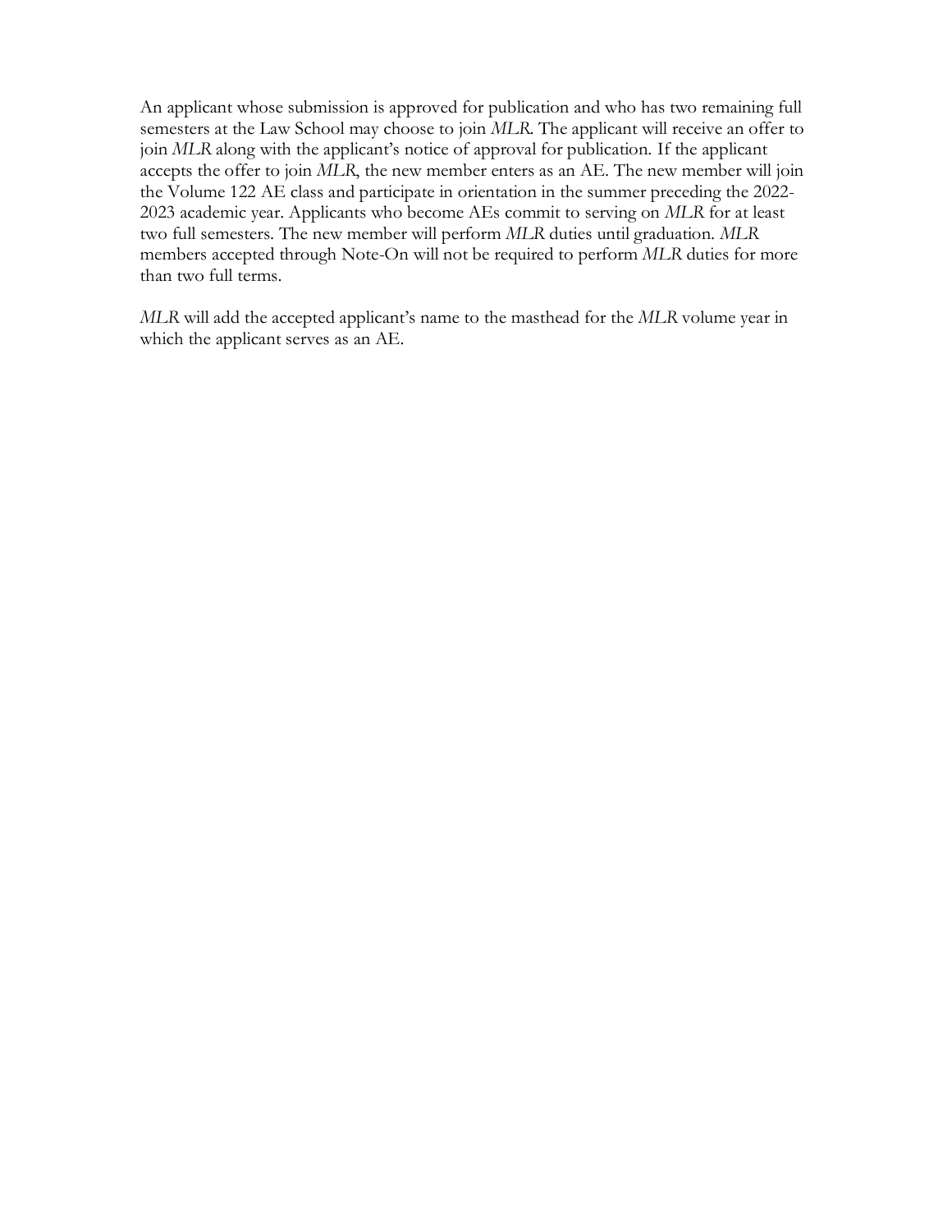An applicant whose submission is approved for publication and who has two remaining full semesters at the Law School may choose to join *MLR*. The applicant will receive an offer to join *MLR* along with the applicant's notice of approval for publication. If the applicant accepts the offer to join *MLR*, the new member enters as an AE. The new member will join the Volume 122 AE class and participate in orientation in the summer preceding the 2022-2023 academic year. Applicants who become AEs commit to serving on *MLR* for at least two full semesters. The new member will perform *MLR* duties until graduation. *MLR* members accepted through Note-On will not be required to perform *MLR* duties for more than two full terms.

*MLR* will add the accepted applicant's name to the masthead for the *MLR* volume year in which the applicant serves as an AE.